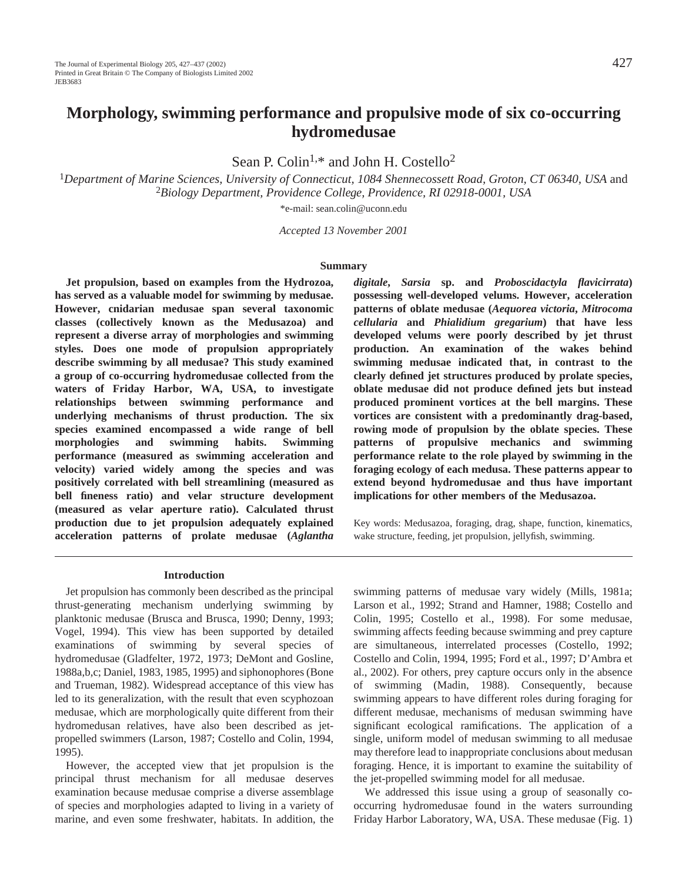# Morphology, swimming performance and propulsive mode of six co-occurring hydromedusae

Sean P. Colin[1,*] and John H. Costello[2]

[1]*Department of Marine Sciences, University of Connecticut, 1084 Shennecossett Road, Groton, CT 06340, USA* and [2]*Biology Department, Providence College, Providence, RI 02918-0001, USA*

*e-mail: sean.colin@uconn.edu

*Accepted 13 November 2001*

## Summary

**Jet propulsion, based on examples from the Hydrozoa, has served as a valuable model for swimming by medusae. However, cnidarian medusae span several taxonomic classes (collectively known as the Medusazoa) and represent a diverse array of morphologies and swimming styles. Does one mode of propulsion appropriately describe swimming by all medusae? This study examined a group of co-occurring hydromedusae collected from the waters of Friday Harbor, WA, USA, to investigate relationships between swimming performance and underlying mechanisms of thrust production. The six species examined encompassed a wide range of bell morphologies and swimming habits. Swimming performance (measured as swimming acceleration and velocity) varied widely among the species and was positively correlated with bell streamlining (measured as bell fineness ratio) and velar structure development (measured as velar aperture ratio). Calculated thrust production due to jet propulsion adequately explained acceleration patterns of prolate medusae (*Aglantha digitale*, *Sarsia* sp. and *Proboscidactyla flavicirrata*) possessing well-developed velums. However, acceleration patterns of oblate medusae (*Aequorea victoria*, *Mitrocoma cellularia* and *Phialidium gregarium*) that have less developed velums were poorly described by jet thrust production. An examination of the wakes behind swimming medusae indicated that, in contrast to the clearly defined jet structures produced by prolate species, oblate medusae did not produce defined jets but instead produced prominent vortices at the bell margins. These vortices are consistent with a predominantly drag-based, rowing mode of propulsion by the oblate species. These patterns of propulsive mechanics and swimming performance relate to the role played by swimming in the foraging ecology of each medusa. These patterns appear to extend beyond hydromedusae and thus have important implications for other members of the Medusazoa.**

Key words: Medusazoa, foraging, drag, shape, function, kinematics, wake structure, feeding, jet propulsion, jellyfish, swimming.

## Introduction

Jet propulsion has commonly been described as the principal thrust-generating mechanism underlying swimming by planktonic medusae (Brusca and Brusca, 1990; Denny, 1993; Vogel, 1994). This view has been supported by detailed examinations of swimming by several species of hydromedusae (Gladfelter, 1972, 1973; DeMont and Gosline, 1988a,b,c; Daniel, 1983, 1985, 1995) and siphonophores (Bone and Trueman, 1982). Widespread acceptance of this view has led to its generalization, with the result that even scyphozoan medusae, which are morphologically quite different from their hydromedusan relatives, have also been described as jet-propelled swimmers (Larson, 1987; Costello and Colin, 1994, 1995).

However, the accepted view that jet propulsion is the principal thrust mechanism for all medusae deserves examination because medusae comprise a diverse assemblage of species and morphologies adapted to living in a variety of marine, and even some freshwater, habitats. In addition, the swimming patterns of medusae vary widely (Mills, 1981a; Larson et al., 1992; Strand and Hamner, 1988; Costello and Colin, 1995; Costello et al., 1998). For some medusae, swimming affects feeding because swimming and prey capture are simultaneous, interrelated processes (Costello, 1992; Costello and Colin, 1994, 1995; Ford et al., 1997; D'Ambra et al., 2002). For others, prey capture occurs only in the absence of swimming (Madin, 1988). Consequently, because swimming appears to have different roles during foraging for different medusae, mechanisms of medusan swimming have significant ecological ramifications. The application of a single, uniform model of medusan swimming to all medusae may therefore lead to inappropriate conclusions about medusan foraging. Hence, it is important to examine the suitability of the jet-propelled swimming model for all medusae.

We addressed this issue using a group of seasonally co-occurring hydromedusae found in the waters surrounding Friday Harbor Laboratory, WA, USA. These medusae (Fig. 1)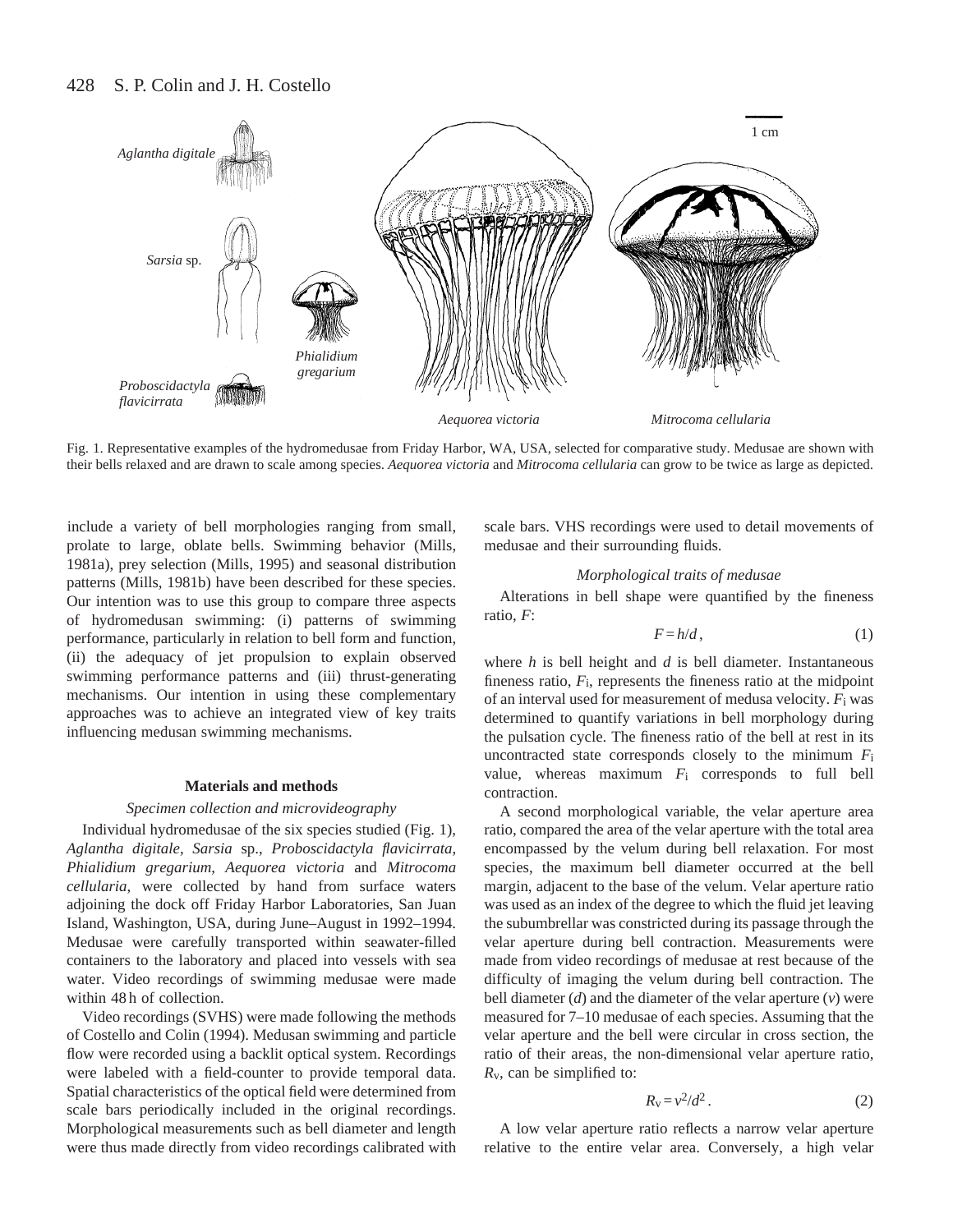Fig. 1. Representative examples of the hydromedusae from Friday Harbor, WA, USA, selected for comparative study. Medusae are shown with their bells relaxed and are drawn to scale among species. *Aequorea victoria* and *Mitrocoma cellularia* can grow to be twice as large as depicted.

include a variety of bell morphologies ranging from small, prolate to large, oblate bells. Swimming behavior (Mills, 1981a), prey selection (Mills, 1995) and seasonal distribution patterns (Mills, 1981b) have been described for these species. Our intention was to use this group to compare three aspects of hydromedusan swimming: (i) patterns of swimming performance, particularly in relation to bell form and function, (ii) the adequacy of jet propulsion to explain observed swimming performance patterns and (iii) thrust-generating mechanisms. Our intention in using these complementary approaches was to achieve an integrated view of key traits influencing medusan swimming mechanisms.

## Materials and methods

### *Specimen collection and microvideography*

Individual hydromedusae of the six species studied (Fig. 1), *Aglantha digitale*, *Sarsia* sp., *Proboscidactyla flavicirrata*, *Phialidium gregarium*, *Aequorea victoria* and *Mitrocoma cellularia*, were collected by hand from surface waters adjoining the dock off Friday Harbor Laboratories, San Juan Island, Washington, USA, during June–August in 1992–1994. Medusae were carefully transported within seawater-filled containers to the laboratory and placed into vessels with sea water. Video recordings of swimming medusae were made within 48 h of collection.

Video recordings (SVHS) were made following the methods of Costello and Colin (1994). Medusan swimming and particle flow were recorded using a backlit optical system. Recordings were labeled with a field-counter to provide temporal data. Spatial characteristics of the optical field were determined from scale bars periodically included in the original recordings. Morphological measurements such as bell diameter and length were thus made directly from video recordings calibrated with scale bars. VHS recordings were used to detail movements of medusae and their surrounding fluids.

### *Morphological traits of medusae*

Alterations in bell shape were quantified by the fineness ratio, $F$:

$$F = h/d\,, \qquad (1)$$

where $h$ is bell height and $d$ is bell diameter. Instantaneous fineness ratio, $F_i$, represents the fineness ratio at the midpoint of an interval used for measurement of medusa velocity. $F_i$ was determined to quantify variations in bell morphology during the pulsation cycle. The fineness ratio of the bell at rest in its uncontracted state corresponds closely to the minimum $F_i$ value, whereas maximum $F_i$ corresponds to full bell contraction.

A second morphological variable, the velar aperture area ratio, compared the area of the velar aperture with the total area encompassed by the velum during bell relaxation. For most species, the maximum bell diameter occurred at the bell margin, adjacent to the base of the velum. Velar aperture ratio was used as an index of the degree to which the fluid jet leaving the subumbrellar was constricted during its passage through the velar aperture during bell contraction. Measurements were made from video recordings of medusae at rest because of the difficulty of imaging the velum during bell contraction. The bell diameter ($d$) and the diameter of the velar aperture ($v$) were measured for 7–10 medusae of each species. Assuming that the velar aperture and the bell were circular in cross section, the ratio of their areas, the non-dimensional velar aperture ratio, $R_v$, can be simplified to:

$$R_v = v^2/d^2\,. \qquad (2)$$

A low velar aperture ratio reflects a narrow velar aperture relative to the entire velar area. Conversely, a high velar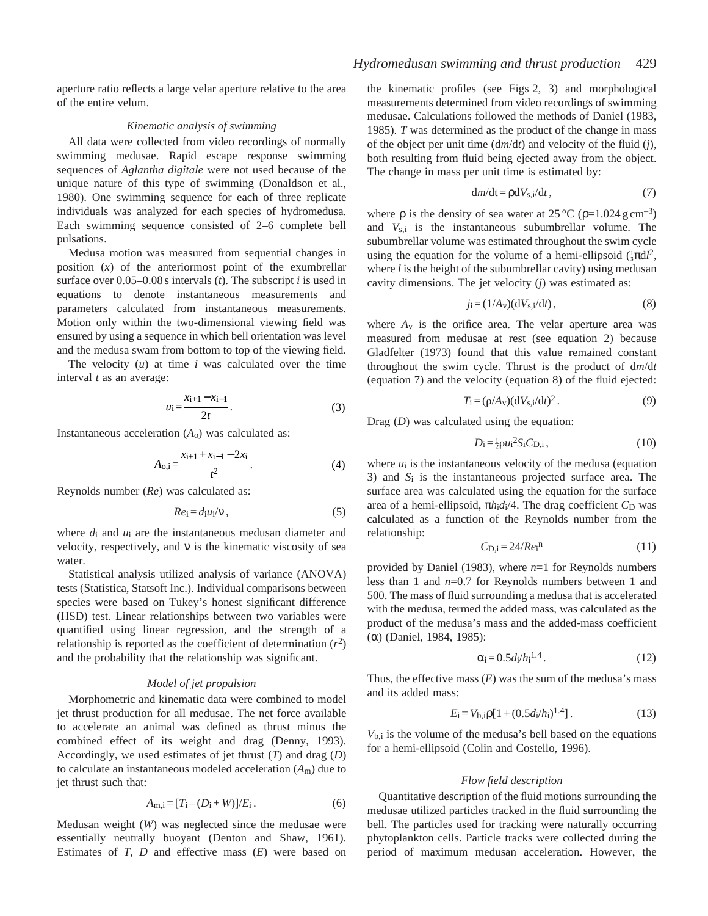aperture ratio reflects a large velar aperture relative to the area of the entire velum.

### *Kinematic analysis of swimming*

All data were collected from video recordings of normally swimming medusae. Rapid escape response swimming sequences of *Aglantha digitale* were not used because of the unique nature of this type of swimming (Donaldson et al., 1980). One swimming sequence for each of three replicate individuals was analyzed for each species of hydromedusa. Each swimming sequence consisted of 2–6 complete bell pulsations.

Medusa motion was measured from sequential changes in position ($x$) of the anteriormost point of the exumbrellar surface over 0.05–0.08 s intervals ($t$). The subscript $i$ is used in equations to denote instantaneous measurements and parameters calculated from instantaneous measurements. Motion only within the two-dimensional viewing field was ensured by using a sequence in which bell orientation was level and the medusa swam from bottom to top of the viewing field.

The velocity ($u$) at time $i$ was calculated over the time interval $t$ as an average:

$$u_i = \frac{x_{i+1} - x_{i-1}}{2t} . \tag{3}$$

Instantaneous acceleration ($A_o$) was calculated as:

$$A_{o,i} = \frac{x_{i+1} + x_{i-1} - 2x_i}{t^2} . \tag{4}$$

Reynolds number ($Re$) was calculated as:

$$Re_i = d_i u_i / \nu , \tag{5}$$

where $d_i$ and $u_i$ are the instantaneous medusan diameter and velocity, respectively, and $\nu$ is the kinematic viscosity of sea water.

Statistical analysis utilized analysis of variance (ANOVA) tests (Statistica, Statsoft Inc.). Individual comparisons between species were based on Tukey's honest significant difference (HSD) test. Linear relationships between two variables were quantified using linear regression, and the strength of a relationship is reported as the coefficient of determination ($r^2$) and the probability that the relationship was significant.

### *Model of jet propulsion*

Morphometric and kinematic data were combined to model jet thrust production for all medusae. The net force available to accelerate an animal was defined as thrust minus the combined effect of its weight and drag (Denny, 1993). Accordingly, we used estimates of jet thrust ($T$) and drag ($D$) to calculate an instantaneous modeled acceleration ($A_m$) due to jet thrust such that:

$$A_{m,i} = [T_i - (D_i + W)]/E_i . \tag{6}$$

Medusan weight ($W$) was neglected since the medusae were essentially neutrally buoyant (Denton and Shaw, 1961). Estimates of $T$, $D$ and effective mass ($E$) were based on the kinematic profiles (see Figs 2, 3) and morphological measurements determined from video recordings of swimming medusae. Calculations followed the methods of Daniel (1983, 1985). $T$ was determined as the product of the change in mass of the object per unit time ($dm/dt$) and velocity of the fluid ($j$), both resulting from fluid being ejected away from the object. The change in mass per unit time is estimated by:

$$dm/dt = \rho dV_{s,i}/dt , \tag{7}$$

where $\rho$ is the density of sea water at 25 °C ($\rho$=1.024 g cm$^{-3}$) and $V_{s,i}$ is the instantaneous subumbrellar volume. The subumbrellar volume was estimated throughout the swim cycle using the equation for the volume of a hemi-ellipsoid ($\frac{1}{3}\pi dl^2$, where $l$ is the height of the subumbrellar cavity) using medusan cavity dimensions. The jet velocity ($j$) was estimated as:

$$j_i = (1/A_v)(dV_{s,i}/dt) , \tag{8}$$

where $A_v$ is the orifice area. The velar aperture area was measured from medusae at rest (see equation 2) because Gladfelter (1973) found that this value remained constant throughout the swim cycle. Thrust is the product of $dm/dt$ (equation 7) and the velocity (equation 8) of the fluid ejected:

$$T_i = (\rho/A_v)(dV_{s,i}/dt)^2 . \tag{9}$$

Drag ($D$) was calculated using the equation:

$$D_i = \tfrac{1}{2}\rho u_i^2 S_i C_{D,i} , \tag{10}$$

where $u_i$ is the instantaneous velocity of the medusa (equation 3) and $S_i$ is the instantaneous projected surface area. The surface area was calculated using the equation for the surface area of a hemi-ellipsoid, $\pi h_i d_i/4$. The drag coefficient $C_D$ was calculated as a function of the Reynolds number from the relationship:

$$C_{D,i} = 24/Re_i^n \tag{11}$$

provided by Daniel (1983), where $n$=1 for Reynolds numbers less than 1 and $n$=0.7 for Reynolds numbers between 1 and 500. The mass of fluid surrounding a medusa that is accelerated with the medusa, termed the added mass, was calculated as the product of the medusa's mass and the added-mass coefficient ($\alpha$) (Daniel, 1984, 1985):

$$\alpha_i = 0.5 d_i/h_i^{1.4} . \tag{12}$$

Thus, the effective mass ($E$) was the sum of the medusa's mass and its added mass:

$$E_i = V_{b,i}\rho[1 + (0.5d_i/h_i)^{1.4}] . \tag{13}$$

$V_{b,i}$ is the volume of the medusa's bell based on the equations for a hemi-ellipsoid (Colin and Costello, 1996).

### *Flow field description*

Quantitative description of the fluid motions surrounding the medusae utilized particles tracked in the fluid surrounding the bell. The particles used for tracking were naturally occurring phytoplankton cells. Particle tracks were collected during the period of maximum medusan acceleration. However, the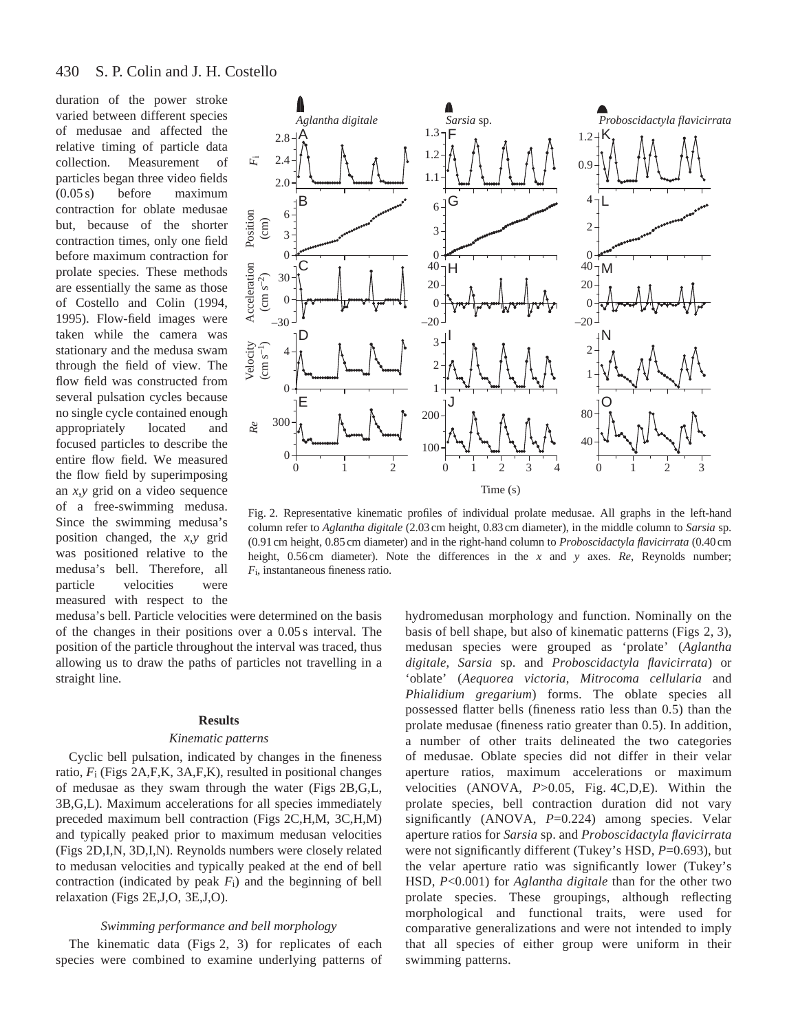duration of the power stroke varied between different species of medusae and affected the relative timing of particle data collection. Measurement of particles began three video fields (0.05 s) before maximum contraction for oblate medusae but, because of the shorter contraction times, only one field before maximum contraction for prolate species. These methods are essentially the same as those of Costello and Colin (1994, 1995). Flow-field images were taken while the camera was stationary and the medusa swam through the field of view. The flow field was constructed from several pulsation cycles because no single cycle contained enough appropriately located and focused particles to describe the entire flow field. We measured the flow field by superimposing an *x*,*y* grid on a video sequence of a free-swimming medusa. Since the swimming medusa's position changed, the *x*,*y* grid was positioned relative to the medusa's bell. Therefore, all particle velocities were measured with respect to the medusa's bell. Particle velocities were determined on the basis of the changes in their positions over a 0.05 s interval. The position of the particle throughout the interval was traced, thus allowing us to draw the paths of particles not travelling in a straight line.

Fig. 2. Representative kinematic profiles of individual prolate medusae. All graphs in the left-hand column refer to *Aglantha digitale* (2.03 cm height, 0.83 cm diameter), in the middle column to *Sarsia* sp. (0.91 cm height, 0.85 cm diameter) and in the right-hand column to *Proboscidactyla flavicirrata* (0.40 cm height, 0.56 cm diameter). Note the differences in the *x* and *y* axes. *Re*, Reynolds number; $F_i$, instantaneous fineness ratio.

## Results

### Kinematic patterns

Cyclic bell pulsation, indicated by changes in the fineness ratio, $F_i$ (Figs 2A,F,K, 3A,F,K), resulted in positional changes of medusae as they swam through the water (Figs 2B,G,L, 3B,G,L). Maximum accelerations for all species immediately preceded maximum bell contraction (Figs 2C,H,M, 3C,H,M) and typically peaked prior to maximum medusan velocities (Figs 2D,I,N, 3D,I,N). Reynolds numbers were closely related to medusan velocities and typically peaked at the end of bell contraction (indicated by peak $F_i$) and the beginning of bell relaxation (Figs 2E,J,O, 3E,J,O).

### Swimming performance and bell morphology

The kinematic data (Figs 2, 3) for replicates of each species were combined to examine underlying patterns of hydromedusan morphology and function. Nominally on the basis of bell shape, but also of kinematic patterns (Figs 2, 3), medusan species were grouped as 'prolate' (*Aglantha digitale*, *Sarsia* sp. and *Proboscidactyla flavicirrata*) or 'oblate' (*Aequorea victoria*, *Mitrocoma cellularia* and *Phialidium gregarium*) forms. The oblate species all possessed flatter bells (fineness ratio less than 0.5) than the prolate medusae (fineness ratio greater than 0.5). In addition, a number of other traits delineated the two categories of medusae. Oblate species did not differ in their velar aperture ratios, maximum accelerations or maximum velocities (ANOVA, $P$>0.05, Fig. 4C,D,E). Within the prolate species, bell contraction duration did not vary significantly (ANOVA, $P$=0.224) among species. Velar aperture ratios for *Sarsia* sp. and *Proboscidactyla flavicirrata* were not significantly different (Tukey's HSD, $P$=0.693), but the velar aperture ratio was significantly lower (Tukey's HSD, $P$<0.001) for *Aglantha digitale* than for the other two prolate species. These groupings, although reflecting morphological and functional traits, were used for comparative generalizations and were not intended to imply that all species of either group were uniform in their swimming patterns.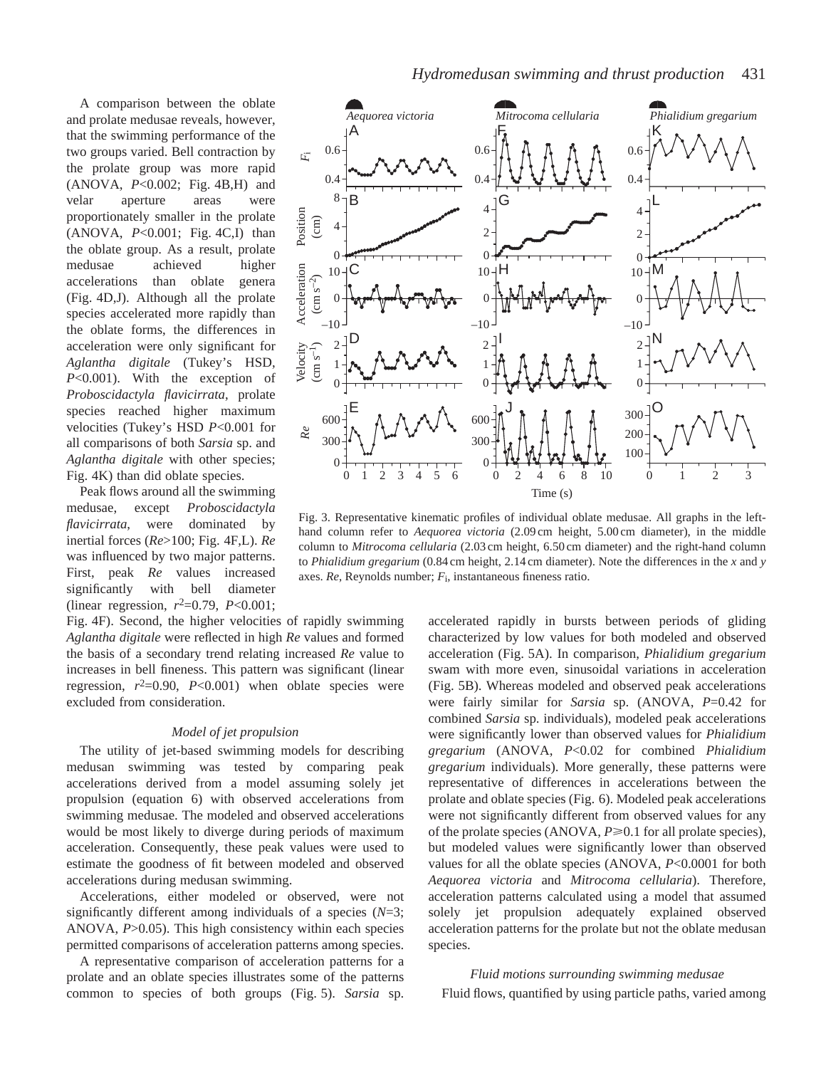A comparison between the oblate and prolate medusae reveals, however, that the swimming performance of the two groups varied. Bell contraction by the prolate group was more rapid (ANOVA, $P<0.002$; Fig. 4B,H) and velar aperture areas were proportionately smaller in the prolate (ANOVA, $P<0.001$; Fig. 4C,I) than the oblate group. As a result, prolate medusae achieved higher accelerations than oblate genera (Fig. 4D,J). Although all the prolate species accelerated more rapidly than the oblate forms, the differences in acceleration were only significant for *Aglantha digitale* (Tukey's HSD, $P<0.001$). With the exception of *Proboscidactyla flavicirrata*, prolate species reached higher maximum velocities (Tukey's HSD $P<0.001$ for all comparisons of both *Sarsia* sp. and *Aglantha digitale* with other species; Fig. 4K) than did oblate species.

Peak flows around all the swimming medusae, except *Proboscidactyla flavicirrata*, were dominated by inertial forces ($Re>100$; Fig. 4F,L). *Re* was influenced by two major patterns. First, peak *Re* values increased significantly with bell diameter (linear regression, $r^2=0.79$, $P<0.001$; Fig. 4F). Second, the higher velocities of rapidly swimming *Aglantha digitale* were reflected in high *Re* values and formed the basis of a secondary trend relating increased *Re* value to increases in bell fineness. This pattern was significant (linear regression, $r^2=0.90$, $P<0.001$) when oblate species were excluded from consideration.

Fig. 3. Representative kinematic profiles of individual oblate medusae. All graphs in the left-hand column refer to *Aequorea victoria* (2.09 cm height, 5.00 cm diameter), in the middle column to *Mitrocoma cellularia* (2.03 cm height, 6.50 cm diameter) and the right-hand column to *Phialidium gregarium* (0.84 cm height, 2.14 cm diameter). Note the differences in the *x* and *y* axes. *Re*, Reynolds number; $F_i$, instantaneous fineness ratio.

### *Model of jet propulsion*

The utility of jet-based swimming models for describing medusan swimming was tested by comparing peak accelerations derived from a model assuming solely jet propulsion (equation 6) with observed accelerations from swimming medusae. The modeled and observed accelerations would be most likely to diverge during periods of maximum acceleration. Consequently, these peak values were used to estimate the goodness of fit between modeled and observed accelerations during medusan swimming.

Accelerations, either modeled or observed, were not significantly different among individuals of a species ($N=3$; ANOVA, $P>0.05$). This high consistency within each species permitted comparisons of acceleration patterns among species.

A representative comparison of acceleration patterns for a prolate and an oblate species illustrates some of the patterns common to species of both groups (Fig. 5). *Sarsia* sp. accelerated rapidly in bursts between periods of gliding characterized by low values for both modeled and observed acceleration (Fig. 5A). In comparison, *Phialidium gregarium* swam with more even, sinusoidal variations in acceleration (Fig. 5B). Whereas modeled and observed peak accelerations were fairly similar for *Sarsia* sp. (ANOVA, $P=0.42$ for combined *Sarsia* sp. individuals), modeled peak accelerations were significantly lower than observed values for *Phialidium gregarium* (ANOVA, $P<0.02$ for combined *Phialidium gregarium* individuals). More generally, these patterns were representative of differences in accelerations between the prolate and oblate species (Fig. 6). Modeled peak accelerations were not significantly different from observed values for any of the prolate species (ANOVA, $P\geqslant0.1$ for all prolate species), but modeled values were significantly lower than observed values for all the oblate species (ANOVA, $P<0.0001$ for both *Aequorea victoria* and *Mitrocoma cellularia*). Therefore, acceleration patterns calculated using a model that assumed solely jet propulsion adequately explained observed acceleration patterns for the prolate but not the oblate medusan species.

### *Fluid motions surrounding swimming medusae*

Fluid flows, quantified by using particle paths, varied among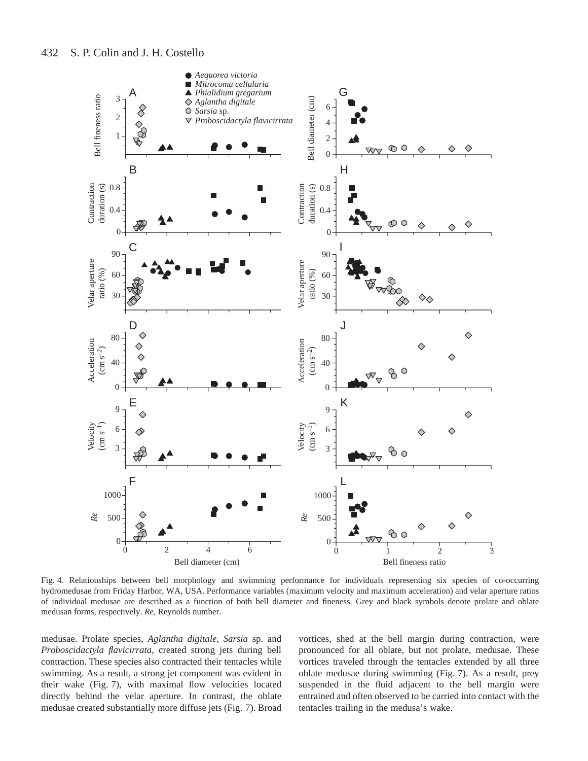Fig. 4. Relationships between bell morphology and swimming performance for individuals representing six species of co-occurring hydromedusae from Friday Harbor, WA, USA. Performance variables (maximum velocity and maximum acceleration) and velar aperture ratios of individual medusae are described as a function of both bell diameter and fineness. Grey and black symbols denote prolate and oblate medusan forms, respectively. *Re*, Reynolds number.

medusae. Prolate species, *Aglantha digitale*, *Sarsia* sp. and *Proboscidactyla flavicirrata*, created strong jets during bell contraction. These species also contracted their tentacles while swimming. As a result, a strong jet component was evident in their wake (Fig. 7), with maximal flow velocities located directly behind the velar aperture. In contrast, the oblate medusae created substantially more diffuse jets (Fig. 7). Broad vortices, shed at the bell margin during contraction, were pronounced for all oblate, but not prolate, medusae. These vortices traveled through the tentacles extended by all three oblate medusae during swimming (Fig. 7). As a result, prey suspended in the fluid adjacent to the bell margin were entrained and often observed to be carried into contact with the tentacles trailing in the medusa's wake.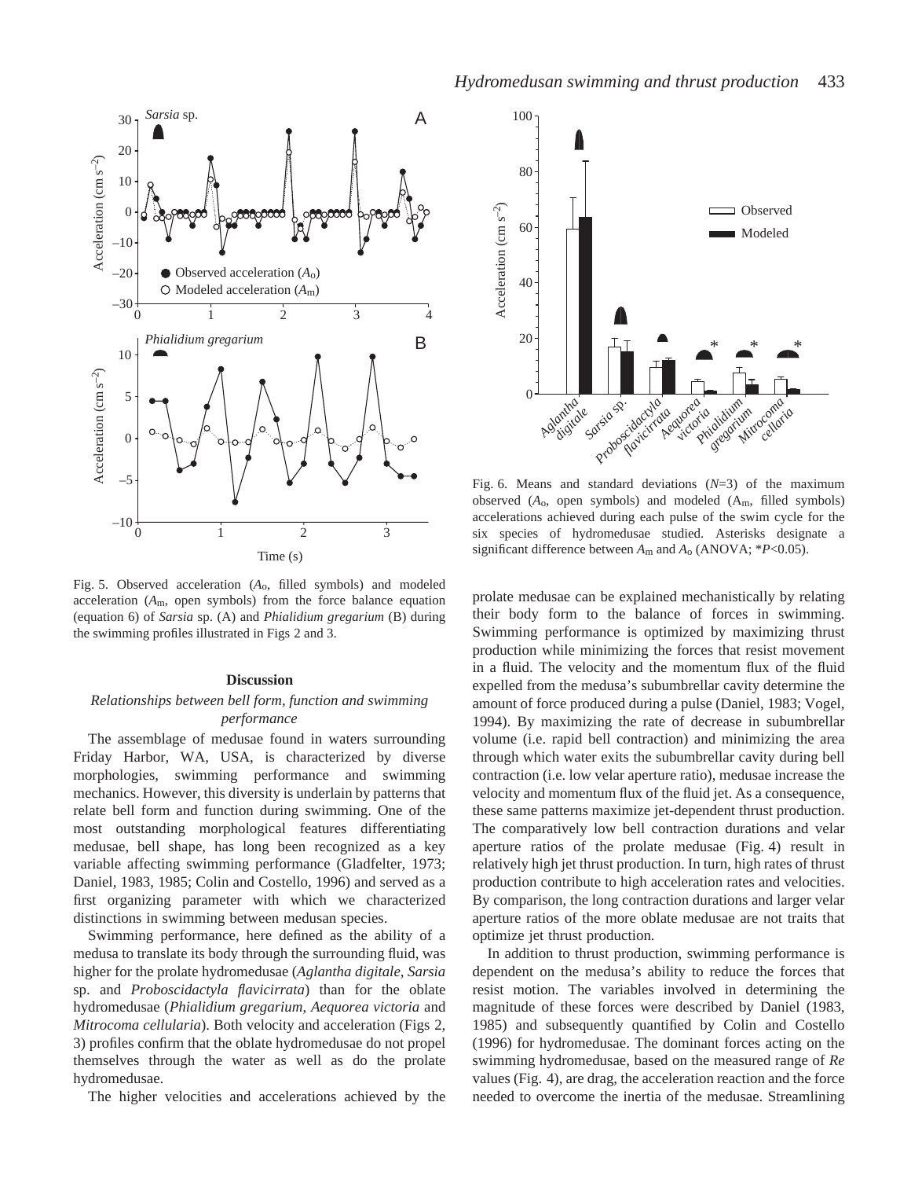Fig. 5. Observed acceleration ($A_o$, filled symbols) and modeled acceleration ($A_m$, open symbols) from the force balance equation (equation 6) of *Sarsia* sp. (A) and *Phialidium gregarium* (B) during the swimming profiles illustrated in Figs 2 and 3.

Fig. 6. Means and standard deviations ($N$=3) of the maximum observed ($A_o$, open symbols) and modeled ($A_m$, filled symbols) accelerations achieved during each pulse of the swim cycle for the six species of hydromedusae studied. Asterisks designate a significant difference between $A_m$ and $A_o$ (ANOVA; *$P$<0.05).

## Discussion

### *Relationships between bell form, function and swimming performance*

The assemblage of medusae found in waters surrounding Friday Harbor, WA, USA, is characterized by diverse morphologies, swimming performance and swimming mechanics. However, this diversity is underlain by patterns that relate bell form and function during swimming. One of the most outstanding morphological features differentiating medusae, bell shape, has long been recognized as a key variable affecting swimming performance (Gladfelter, 1973; Daniel, 1983, 1985; Colin and Costello, 1996) and served as a first organizing parameter with which we characterized distinctions in swimming between medusan species.

Swimming performance, here defined as the ability of a medusa to translate its body through the surrounding fluid, was higher for the prolate hydromedusae (*Aglantha digitale*, *Sarsia* sp. and *Proboscidactyla flavicirrata*) than for the oblate hydromedusae (*Phialidium gregarium*, *Aequorea victoria* and *Mitrocoma cellularia*). Both velocity and acceleration (Figs 2, 3) profiles confirm that the oblate hydromedusae do not propel themselves through the water as well as do the prolate hydromedusae.

The higher velocities and accelerations achieved by the prolate medusae can be explained mechanistically by relating their body form to the balance of forces in swimming. Swimming performance is optimized by maximizing thrust production while minimizing the forces that resist movement in a fluid. The velocity and the momentum flux of the fluid expelled from the medusa's subumbrellar cavity determine the amount of force produced during a pulse (Daniel, 1983; Vogel, 1994). By maximizing the rate of decrease in subumbrellar volume (i.e. rapid bell contraction) and minimizing the area through which water exits the subumbrellar cavity during bell contraction (i.e. low velar aperture ratio), medusae increase the velocity and momentum flux of the fluid jet. As a consequence, these same patterns maximize jet-dependent thrust production. The comparatively low bell contraction durations and velar aperture ratios of the prolate medusae (Fig. 4) result in relatively high jet thrust production. In turn, high rates of thrust production contribute to high acceleration rates and velocities. By comparison, the long contraction durations and larger velar aperture ratios of the more oblate medusae are not traits that optimize jet thrust production.

In addition to thrust production, swimming performance is dependent on the medusa's ability to reduce the forces that resist motion. The variables involved in determining the magnitude of these forces were described by Daniel (1983, 1985) and subsequently quantified by Colin and Costello (1996) for hydromedusae. The dominant forces acting on the swimming hydromedusae, based on the measured range of *Re* values (Fig. 4), are drag, the acceleration reaction and the force needed to overcome the inertia of the medusae. Streamlining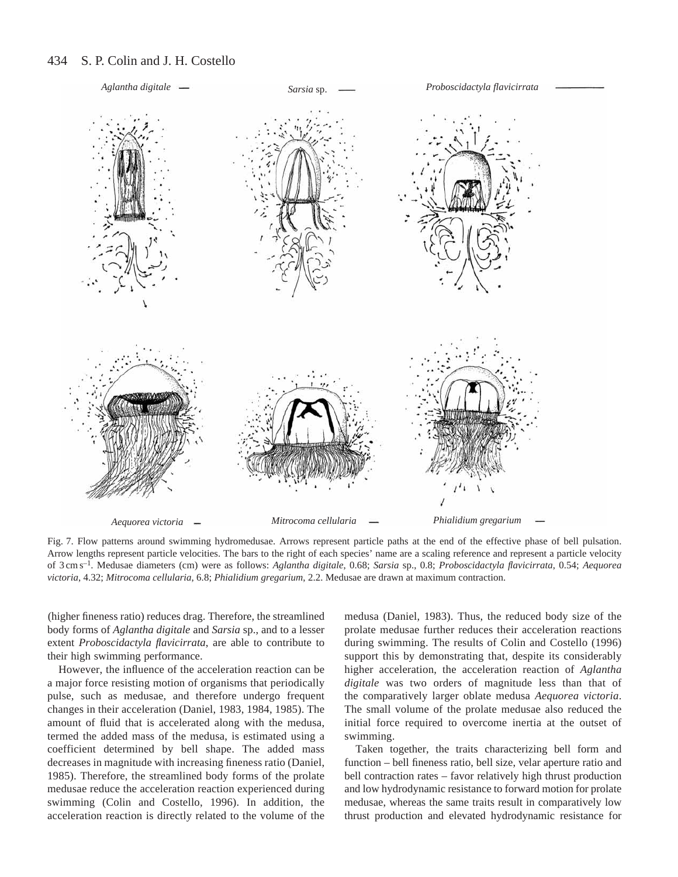Fig. 7. Flow patterns around swimming hydromedusae. Arrows represent particle paths at the end of the effective phase of bell pulsation. Arrow lengths represent particle velocities. The bars to the right of each species' name are a scaling reference and represent a particle velocity of $3\,cm\,s^{-1}$. Medusae diameters (cm) were as follows: *Aglantha digitale*, 0.68; *Sarsia* sp., 0.8; *Proboscidactyla flavicirrata*, 0.54; *Aequorea victoria*, 4.32; *Mitrocoma cellularia*, 6.8; *Phialidium gregarium*, 2.2. Medusae are drawn at maximum contraction.

(higher fineness ratio) reduces drag. Therefore, the streamlined body forms of *Aglantha digitale* and *Sarsia* sp., and to a lesser extent *Proboscidactyla flavicirrata*, are able to contribute to their high swimming performance.

However, the influence of the acceleration reaction can be a major force resisting motion of organisms that periodically pulse, such as medusae, and therefore undergo frequent changes in their acceleration (Daniel, 1983, 1984, 1985). The amount of fluid that is accelerated along with the medusa, termed the added mass of the medusa, is estimated using a coefficient determined by bell shape. The added mass decreases in magnitude with increasing fineness ratio (Daniel, 1985). Therefore, the streamlined body forms of the prolate medusae reduce the acceleration reaction experienced during swimming (Colin and Costello, 1996). In addition, the acceleration reaction is directly related to the volume of the medusa (Daniel, 1983). Thus, the reduced body size of the prolate medusae further reduces their acceleration reactions during swimming. The results of Colin and Costello (1996) support this by demonstrating that, despite its considerably higher acceleration, the acceleration reaction of *Aglantha digitale* was two orders of magnitude less than that of the comparatively larger oblate medusa *Aequorea victoria*. The small volume of the prolate medusae also reduced the initial force required to overcome inertia at the outset of swimming.

Taken together, the traits characterizing bell form and function – bell fineness ratio, bell size, velar aperture ratio and bell contraction rates – favor relatively high thrust production and low hydrodynamic resistance to forward motion for prolate medusae, whereas the same traits result in comparatively low thrust production and elevated hydrodynamic resistance for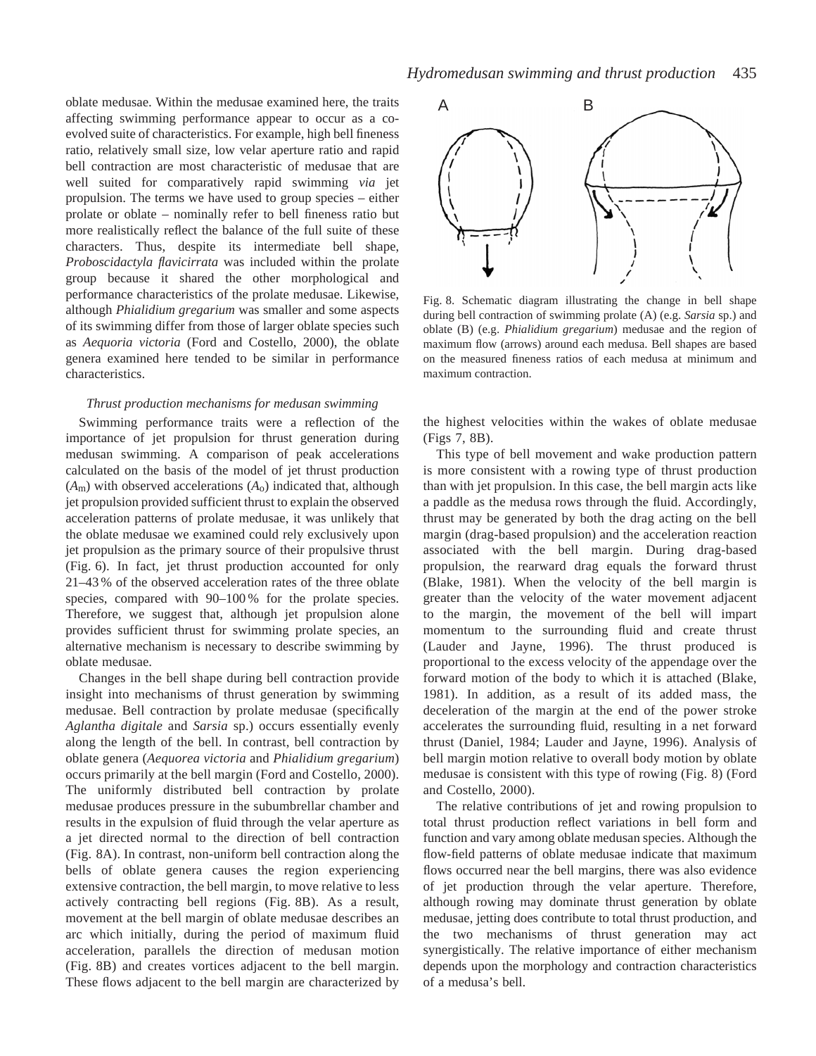oblate medusae. Within the medusae examined here, the traits affecting swimming performance appear to occur as a co-evolved suite of characteristics. For example, high bell fineness ratio, relatively small size, low velar aperture ratio and rapid bell contraction are most characteristic of medusae that are well suited for comparatively rapid swimming *via* jet propulsion. The terms we have used to group species – either prolate or oblate – nominally refer to bell fineness ratio but more realistically reflect the balance of the full suite of these characters. Thus, despite its intermediate bell shape, *Proboscidactyla flavicirrata* was included within the prolate group because it shared the other morphological and performance characteristics of the prolate medusae. Likewise, although *Phialidium gregarium* was smaller and some aspects of its swimming differ from those of larger oblate species such as *Aequoria victoria* (Ford and Costello, 2000), the oblate genera examined here tended to be similar in performance characteristics.

### *Thrust production mechanisms for medusan swimming*

Swimming performance traits were a reflection of the importance of jet propulsion for thrust generation during medusan swimming. A comparison of peak accelerations calculated on the basis of the model of jet thrust production ($A_m$) with observed accelerations ($A_o$) indicated that, although jet propulsion provided sufficient thrust to explain the observed acceleration patterns of prolate medusae, it was unlikely that the oblate medusae we examined could rely exclusively upon jet propulsion as the primary source of their propulsive thrust (Fig. 6). In fact, jet thrust production accounted for only 21–43 % of the observed acceleration rates of the three oblate species, compared with 90–100 % for the prolate species. Therefore, we suggest that, although jet propulsion alone provides sufficient thrust for swimming prolate species, an alternative mechanism is necessary to describe swimming by oblate medusae.

Changes in the bell shape during bell contraction provide insight into mechanisms of thrust generation by swimming medusae. Bell contraction by prolate medusae (specifically *Aglantha digitale* and *Sarsia* sp.) occurs essentially evenly along the length of the bell. In contrast, bell contraction by oblate genera (*Aequorea victoria* and *Phialidium gregarium*) occurs primarily at the bell margin (Ford and Costello, 2000). The uniformly distributed bell contraction by prolate medusae produces pressure in the subumbrellar chamber and results in the expulsion of fluid through the velar aperture as a jet directed normal to the direction of bell contraction (Fig. 8A). In contrast, non-uniform bell contraction along the bells of oblate genera causes the region experiencing extensive contraction, the bell margin, to move relative to less actively contracting bell regions (Fig. 8B). As a result, movement at the bell margin of oblate medusae describes an arc which initially, during the period of maximum fluid acceleration, parallels the direction of medusan motion (Fig. 8B) and creates vortices adjacent to the bell margin. These flows adjacent to the bell margin are characterized by the highest velocities within the wakes of oblate medusae (Figs 7, 8B).

Fig. 8. Schematic diagram illustrating the change in bell shape during bell contraction of swimming prolate (A) (e.g. *Sarsia* sp.) and oblate (B) (e.g. *Phialidium gregarium*) medusae and the region of maximum flow (arrows) around each medusa. Bell shapes are based on the measured fineness ratios of each medusa at minimum and maximum contraction.

This type of bell movement and wake production pattern is more consistent with a rowing type of thrust production than with jet propulsion. In this case, the bell margin acts like a paddle as the medusa rows through the fluid. Accordingly, thrust may be generated by both the drag acting on the bell margin (drag-based propulsion) and the acceleration reaction associated with the bell margin. During drag-based propulsion, the rearward drag equals the forward thrust (Blake, 1981). When the velocity of the bell margin is greater than the velocity of the water movement adjacent to the margin, the movement of the bell will impart momentum to the surrounding fluid and create thrust (Lauder and Jayne, 1996). The thrust produced is proportional to the excess velocity of the appendage over the forward motion of the body to which it is attached (Blake, 1981). In addition, as a result of its added mass, the deceleration of the margin at the end of the power stroke accelerates the surrounding fluid, resulting in a net forward thrust (Daniel, 1984; Lauder and Jayne, 1996). Analysis of bell margin motion relative to overall body motion by oblate medusae is consistent with this type of rowing (Fig. 8) (Ford and Costello, 2000).

The relative contributions of jet and rowing propulsion to total thrust production reflect variations in bell form and function and vary among oblate medusan species. Although the flow-field patterns of oblate medusae indicate that maximum flows occurred near the bell margins, there was also evidence of jet production through the velar aperture. Therefore, although rowing may dominate thrust generation by oblate medusae, jetting does contribute to total thrust production, and the two mechanisms of thrust generation may act synergistically. The relative importance of either mechanism depends upon the morphology and contraction characteristics of a medusa's bell.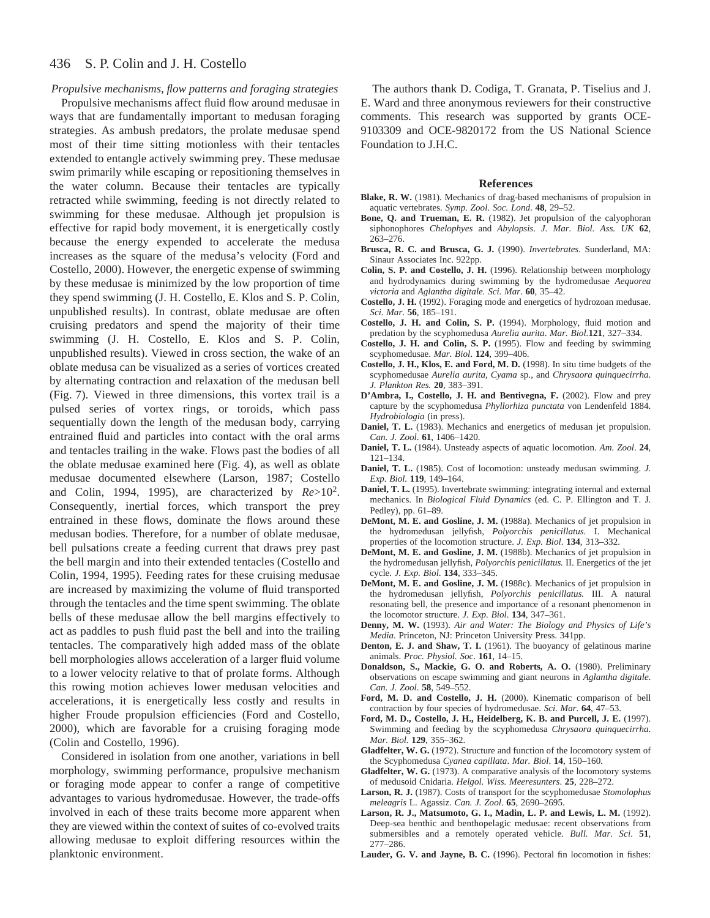*Propulsive mechanisms, flow patterns and foraging strategies*

Propulsive mechanisms affect fluid flow around medusae in ways that are fundamentally important to medusan foraging strategies. As ambush predators, the prolate medusae spend most of their time sitting motionless with their tentacles extended to entangle actively swimming prey. These medusae swim primarily while escaping or repositioning themselves in the water column. Because their tentacles are typically retracted while swimming, feeding is not directly related to swimming for these medusae. Although jet propulsion is effective for rapid body movement, it is energetically costly because the energy expended to accelerate the medusa increases as the square of the medusa's velocity (Ford and Costello, 2000). However, the energetic expense of swimming by these medusae is minimized by the low proportion of time they spend swimming (J. H. Costello, E. Klos and S. P. Colin, unpublished results). In contrast, oblate medusae are often cruising predators and spend the majority of their time swimming (J. H. Costello, E. Klos and S. P. Colin, unpublished results). Viewed in cross section, the wake of an oblate medusa can be visualized as a series of vortices created by alternating contraction and relaxation of the medusan bell (Fig. 7). Viewed in three dimensions, this vortex trail is a pulsed series of vortex rings, or toroids, which pass sequentially down the length of the medusan body, carrying entrained fluid and particles into contact with the oral arms and tentacles trailing in the wake. Flows past the bodies of all the oblate medusae examined here (Fig. 4), as well as oblate medusae documented elsewhere (Larson, 1987; Costello and Colin, 1994, 1995), are characterized by $Re>10^2$. Consequently, inertial forces, which transport the prey entrained in these flows, dominate the flows around these medusan bodies. Therefore, for a number of oblate medusae, bell pulsations create a feeding current that draws prey past the bell margin and into their extended tentacles (Costello and Colin, 1994, 1995). Feeding rates for these cruising medusae are increased by maximizing the volume of fluid transported through the tentacles and the time spent swimming. The oblate bells of these medusae allow the bell margins effectively to act as paddles to push fluid past the bell and into the trailing tentacles. The comparatively high added mass of the oblate bell morphologies allows acceleration of a larger fluid volume to a lower velocity relative to that of prolate forms. Although this rowing motion achieves lower medusan velocities and accelerations, it is energetically less costly and results in higher Froude propulsion efficiencies (Ford and Costello, 2000), which are favorable for a cruising foraging mode (Colin and Costello, 1996).

Considered in isolation from one another, variations in bell morphology, swimming performance, propulsive mechanism or foraging mode appear to confer a range of competitive advantages to various hydromedusae. However, the trade-offs involved in each of these traits become more apparent when they are viewed within the context of suites of co-evolved traits allowing medusae to exploit differing resources within the planktonic environment.

The authors thank D. Codiga, T. Granata, P. Tiselius and J. E. Ward and three anonymous reviewers for their constructive comments. This research was supported by grants OCE-9103309 and OCE-9820172 from the US National Science Foundation to J.H.C.

## References

**Blake, R. W.** (1981). Mechanics of drag-based mechanisms of propulsion in aquatic vertebrates. *Symp. Zool. Soc. Lond*. **48**, 29–52.

**Bone, Q. and Trueman, E. R.** (1982). Jet propulsion of the calyophoran siphonophores *Chelophyes* and *Abylopsis*. *J. Mar. Biol. Ass. UK* **62**, 263–276.

**Brusca, R. C. and Brusca, G. J.** (1990). *Invertebrates*. Sunderland, MA: Sinaur Associates Inc. 922pp.

**Colin, S. P. and Costello, J. H.** (1996). Relationship between morphology and hydrodynamics during swimming by the hydromedusae *Aequorea victoria* and *Aglantha digitale. Sci. Mar*. **60**, 35–42.

**Costello, J. H.** (1992). Foraging mode and energetics of hydrozoan medusae. *Sci. Mar*. **56**, 185–191.

**Costello, J. H. and Colin, S. P.** (1994). Morphology, fluid motion and predation by the scyphomedusa *Aurelia aurita*. *Mar. Biol*.**121**, 327–334.

**Costello, J. H. and Colin, S. P.** (1995). Flow and feeding by swimming scyphomedusae. *Mar. Biol*. **124**, 399–406.

**Costello, J. H., Klos, E. and Ford, M. D.** (1998). In situ time budgets of the scyphomedusae *Aurelia aurita, Cyama* sp., and *Chrysaora quinquecirrha*. *J. Plankton Res.* **20**, 383–391.

**D'Ambra, I., Costello, J. H. and Bentivegna, F.** (2002). Flow and prey capture by the scyphomedusa *Phyllorhiza punctata* von Lendenfeld 1884. *Hydrobiologia* (in press).

**Daniel, T. L.** (1983). Mechanics and energetics of medusan jet propulsion. *Can. J. Zool*. **61**, 1406–1420.

**Daniel, T. L.** (1984). Unsteady aspects of aquatic locomotion. *Am. Zool*. **24**, 121–134.

**Daniel, T. L.** (1985). Cost of locomotion: unsteady medusan swimming. *J. Exp. Biol.* **119**, 149–164.

**Daniel, T. L.** (1995). Invertebrate swimming: integrating internal and external mechanics. In *Biological Fluid Dynamics* (ed. C. P. Ellington and T. J. Pedley), pp. 61–89.

**DeMont, M. E. and Gosline, J. M.** (1988a). Mechanics of jet propulsion in the hydromedusan jellyfish, *Polyorchis penicillatus*. I. Mechanical properties of the locomotion structure. *J. Exp. Biol*. **134**, 313–332.

**DeMont, M. E. and Gosline, J. M.** (1988b). Mechanics of jet propulsion in the hydromedusan jellyfish, *Polyorchis penicillatus.* II. Energetics of the jet cycle. *J. Exp. Biol.* **134**, 333–345.

**DeMont, M. E. and Gosline, J. M.** (1988c). Mechanics of jet propulsion in the hydromedusan jellyfish, *Polyorchis penicillatus*. III. A natural resonating bell, the presence and importance of a resonant phenomenon in the locomotor structure. *J. Exp. Biol*. **134**, 347–361.

**Denny, M. W.** (1993). *Air and Water: The Biology and Physics of Life's Media*. Princeton, NJ: Princeton University Press. 341pp.

**Denton, E. J. and Shaw, T. I.** (1961). The buoyancy of gelatinous marine animals. *Proc. Physiol. Soc*. **161**, 14–15.

**Donaldson, S., Mackie, G. O. and Roberts, A. O.** (1980). Preliminary observations on escape swimming and giant neurons in *Aglantha digitale*. *Can. J. Zool*. **58**, 549–552.

**Ford, M. D. and Costello, J. H.** (2000). Kinematic comparison of bell contraction by four species of hydromedusae. *Sci. Mar.* **64**, 47–53.

**Ford, M. D., Costello, J. H., Heidelberg, K. B. and Purcell, J. E.** (1997). Swimming and feeding by the scyphomedusa *Chrysaora quinquecirrha*. *Mar. Biol.* **129**, 355–362.

**Gladfelter, W. G.** (1972). Structure and function of the locomotory system of the Scyphomedusa *Cyanea capillata*. *Mar. Biol*. **14**, 150–160.

**Gladfelter, W. G.** (1973). A comparative analysis of the locomotory systems of medusoid Cnidaria. *Helgol. Wiss. Meeresunters*. **25**, 228–272.

**Larson, R. J.** (1987). Costs of transport for the scyphomedusae *Stomolophus meleagris* L. Agassiz. *Can. J. Zool*. **65**, 2690–2695.

**Larson, R. J., Matsumoto, G. I., Madin, L. P. and Lewis, L. M.** (1992). Deep-sea benthic and benthopelagic medusae: recent observations from submersibles and a remotely operated vehicle. *Bull. Mar. Sci*. **51**, 277–286.

**Lauder, G. V. and Jayne, B. C.** (1996). Pectoral fin locomotion in fishes: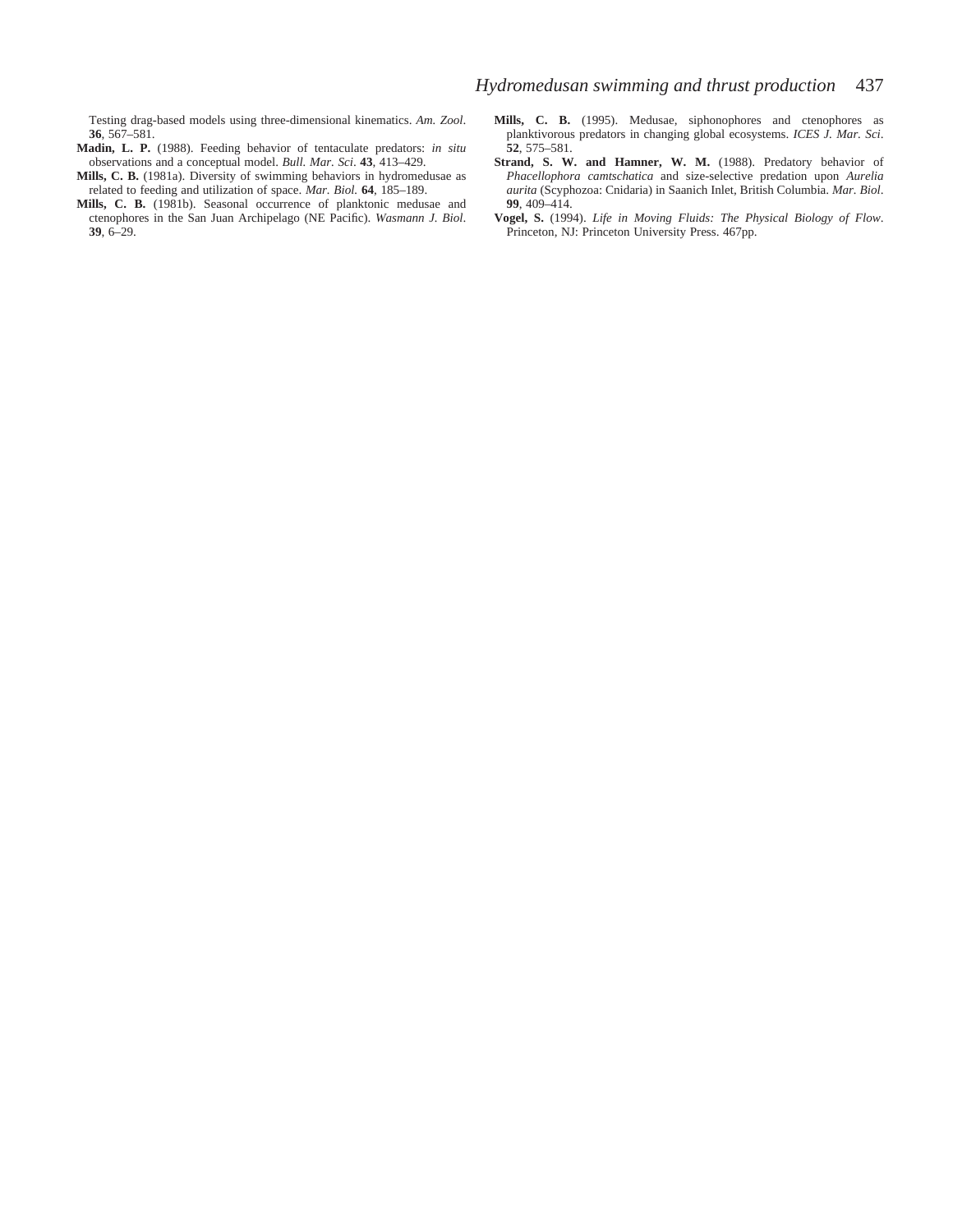Testing drag-based models using three-dimensional kinematics. *Am. Zool*. **36**, 567–581.

**Madin, L. P.** (1988). Feeding behavior of tentaculate predators: *in situ* observations and a conceptual model. *Bull. Mar. Sci*. **43**, 413–429.

**Mills, C. B.** (1981a). Diversity of swimming behaviors in hydromedusae as related to feeding and utilization of space. *Mar. Biol.* **64**, 185–189.

**Mills, C. B.** (1981b). Seasonal occurrence of planktonic medusae and ctenophores in the San Juan Archipelago (NE Pacific). *Wasmann J. Biol*. **39**, 6–29.

**Mills, C. B.** (1995). Medusae, siphonophores and ctenophores as planktivorous predators in changing global ecosystems. *ICES J. Mar. Sci*. **52**, 575–581.

**Strand, S. W. and Hamner, W. M.** (1988). Predatory behavior of *Phacellophora camtschatica* and size-selective predation upon *Aurelia aurita* (Scyphozoa: Cnidaria) in Saanich Inlet, British Columbia. *Mar. Biol*. **99**, 409–414.

**Vogel, S.** (1994). *Life in Moving Fluids: The Physical Biology of Flow*. Princeton, NJ: Princeton University Press. 467pp.